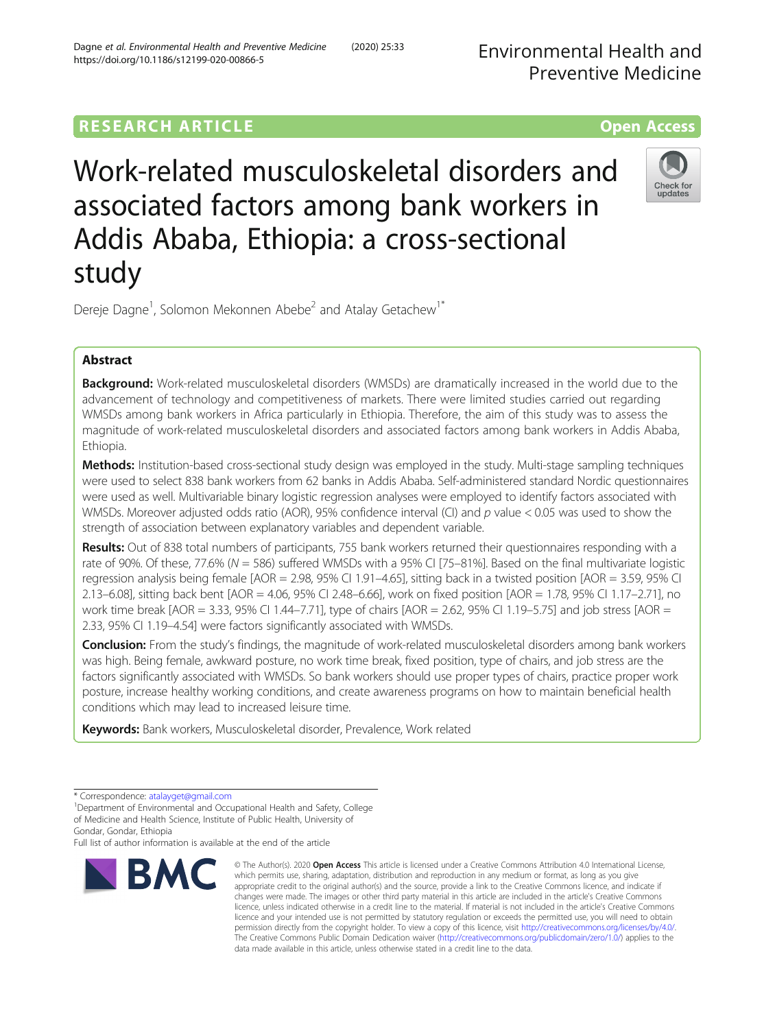RESEARCH ARTICLE

Open Access

# Work-related musculoskeletal disorders and associated factors among bank workers in Addis Ababa, Ethiopia: a cross-sectional study

Dereje Dagne[1], Solomon Mekonnen Abebe[2] and Atalay Getachew[1*]

## Abstract

**Background:** Work-related musculoskeletal disorders (WMSDs) are dramatically increased in the world due to the advancement of technology and competitiveness of markets. There were limited studies carried out regarding WMSDs among bank workers in Africa particularly in Ethiopia. Therefore, the aim of this study was to assess the magnitude of work-related musculoskeletal disorders and associated factors among bank workers in Addis Ababa, Ethiopia.

**Methods:** Institution-based cross-sectional study design was employed in the study. Multi-stage sampling techniques were used to select 838 bank workers from 62 banks in Addis Ababa. Self-administered standard Nordic questionnaires were used as well. Multivariable binary logistic regression analyses were employed to identify factors associated with WMSDs. Moreover adjusted odds ratio (AOR), 95% confidence interval (CI) and *p* value < 0.05 was used to show the strength of association between explanatory variables and dependent variable.

**Results:** Out of 838 total numbers of participants, 755 bank workers returned their questionnaires responding with a rate of 90%. Of these, 77.6% (N = 586) suffered WMSDs with a 95% CI [75–81%]. Based on the final multivariate logistic regression analysis being female [AOR = 2.98, 95% CI 1.91–4.65], sitting back in a twisted position [AOR = 3.59, 95% CI 2.13–6.08], sitting back bent [AOR = 4.06, 95% CI 2.48–6.66], work on fixed position [AOR = 1.78, 95% CI 1.17–2.71], no work time break [AOR = 3.33, 95% CI 1.44–7.71], type of chairs [AOR = 2.62, 95% CI 1.19–5.75] and job stress [AOR = 2.33, 95% CI 1.19–4.54] were factors significantly associated with WMSDs.

**Conclusion:** From the study's findings, the magnitude of work-related musculoskeletal disorders among bank workers was high. Being female, awkward posture, no work time break, fixed position, type of chairs, and job stress are the factors significantly associated with WMSDs. So bank workers should use proper types of chairs, practice proper work posture, increase healthy working conditions, and create awareness programs on how to maintain beneficial health conditions which may lead to increased leisure time.

**Keywords:** Bank workers, Musculoskeletal disorder, Prevalence, Work related

---

* Correspondence: atalayget@gmail.com
[1]Department of Environmental and Occupational Health and Safety, College of Medicine and Health Science, Institute of Public Health, University of Gondar, Gondar, Ethiopia
Full list of author information is available at the end of the article

© The Author(s). 2020 **Open Access** This article is licensed under a Creative Commons Attribution 4.0 International License, which permits use, sharing, adaptation, distribution and reproduction in any medium or format, as long as you give appropriate credit to the original author(s) and the source, provide a link to the Creative Commons licence, and indicate if changes were made. The images or other third party material in this article are included in the article's Creative Commons licence, unless indicated otherwise in a credit line to the material. If material is not included in the article's Creative Commons licence and your intended use is not permitted by statutory regulation or exceeds the permitted use, you will need to obtain permission directly from the copyright holder. To view a copy of this licence, visit http://creativecommons.org/licenses/by/4.0/. The Creative Commons Public Domain Dedication waiver (http://creativecommons.org/publicdomain/zero/1.0/) applies to the data made available in this article, unless otherwise stated in a credit line to the data.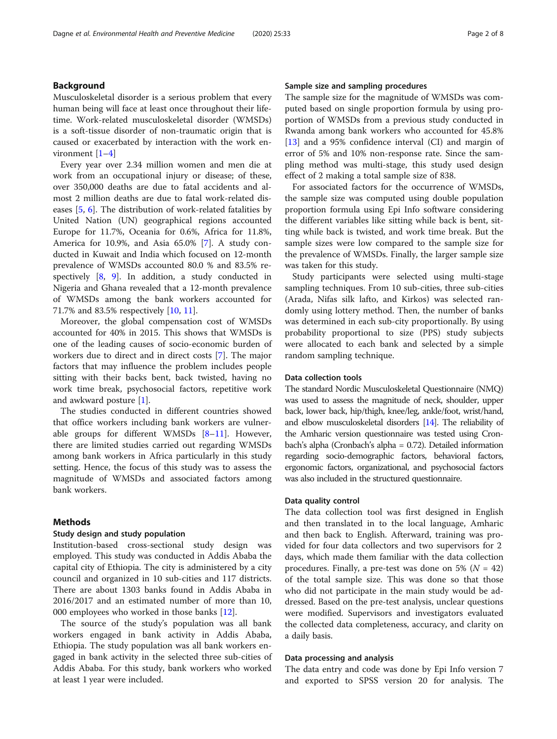## Background

Musculoskeletal disorder is a serious problem that every human being will face at least once throughout their lifetime. Work-related musculoskeletal disorder (WMSDs) is a soft-tissue disorder of non-traumatic origin that is caused or exacerbated by interaction with the work environment [1–4]

Every year over 2.34 million women and men die at work from an occupational injury or disease; of these, over 350,000 deaths are due to fatal accidents and almost 2 million deaths are due to fatal work-related diseases [5, 6]. The distribution of work-related fatalities by United Nation (UN) geographical regions accounted Europe for 11.7%, Oceania for 0.6%, Africa for 11.8%, America for 10.9%, and Asia 65.0% [7]. A study conducted in Kuwait and India which focused on 12-month prevalence of WMSDs accounted 80.0 % and 83.5% respectively [8, 9]. In addition, a study conducted in Nigeria and Ghana revealed that a 12-month prevalence of WMSDs among the bank workers accounted for 71.7% and 83.5% respectively [10, 11].

Moreover, the global compensation cost of WMSDs accounted for 40% in 2015. This shows that WMSDs is one of the leading causes of socio-economic burden of workers due to direct and in direct costs [7]. The major factors that may influence the problem includes people sitting with their backs bent, back twisted, having no work time break, psychosocial factors, repetitive work and awkward posture [1].

The studies conducted in different countries showed that office workers including bank workers are vulnerable groups for different WMSDs [8–11]. However, there are limited studies carried out regarding WMSDs among bank workers in Africa particularly in this study setting. Hence, the focus of this study was to assess the magnitude of WMSDs and associated factors among bank workers.

## Methods

### Study design and study population

Institution-based cross-sectional study design was employed. This study was conducted in Addis Ababa the capital city of Ethiopia. The city is administered by a city council and organized in 10 sub-cities and 117 districts. There are about 1303 banks found in Addis Ababa in 2016/2017 and an estimated number of more than 10, 000 employees who worked in those banks [12].

The source of the study's population was all bank workers engaged in bank activity in Addis Ababa, Ethiopia. The study population was all bank workers engaged in bank activity in the selected three sub-cities of Addis Ababa. For this study, bank workers who worked at least 1 year were included.

### Sample size and sampling procedures

The sample size for the magnitude of WMSDs was computed based on single proportion formula by using proportion of WMSDs from a previous study conducted in Rwanda among bank workers who accounted for 45.8% [13] and a 95% confidence interval (CI) and margin of error of 5% and 10% non-response rate. Since the sampling method was multi-stage, this study used design effect of 2 making a total sample size of 838.

For associated factors for the occurrence of WMSDs, the sample size was computed using double population proportion formula using Epi Info software considering the different variables like sitting while back is bent, sitting while back is twisted, and work time break. But the sample sizes were low compared to the sample size for the prevalence of WMSDs. Finally, the larger sample size was taken for this study.

Study participants were selected using multi-stage sampling techniques. From 10 sub-cities, three sub-cities (Arada, Nifas silk lafto, and Kirkos) was selected randomly using lottery method. Then, the number of banks was determined in each sub-city proportionally. By using probability proportional to size (PPS) study subjects were allocated to each bank and selected by a simple random sampling technique.

### Data collection tools

The standard Nordic Musculoskeletal Questionnaire (NMQ) was used to assess the magnitude of neck, shoulder, upper back, lower back, hip/thigh, knee/leg, ankle/foot, wrist/hand, and elbow musculoskeletal disorders [14]. The reliability of the Amharic version questionnaire was tested using Cronbach's alpha (Cronbach's alpha = 0.72). Detailed information regarding socio-demographic factors, behavioral factors, ergonomic factors, organizational, and psychosocial factors was also included in the structured questionnaire.

### Data quality control

The data collection tool was first designed in English and then translated in to the local language, Amharic and then back to English. Afterward, training was provided for four data collectors and two supervisors for 2 days, which made them familiar with the data collection procedures. Finally, a pre-test was done on 5% ($N = 42$) of the total sample size. This was done so that those who did not participate in the main study would be addressed. Based on the pre-test analysis, unclear questions were modified. Supervisors and investigators evaluated the collected data completeness, accuracy, and clarity on a daily basis.

### Data processing and analysis

The data entry and code was done by Epi Info version 7 and exported to SPSS version 20 for analysis. The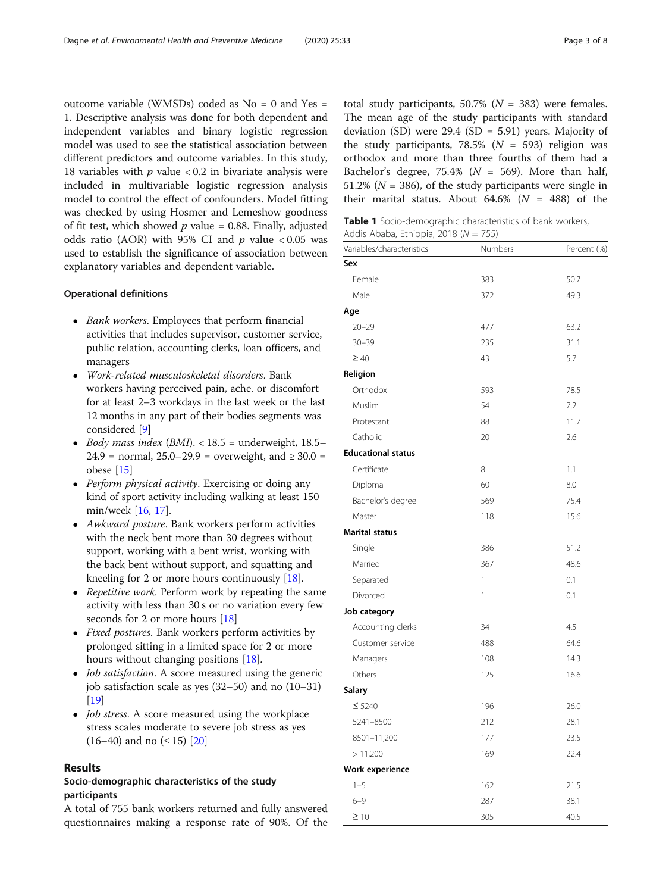outcome variable (WMSDs) coded as No = 0 and Yes = 1. Descriptive analysis was done for both dependent and independent variables and binary logistic regression model was used to see the statistical association between different predictors and outcome variables. In this study, 18 variables with $p$ value < 0.2 in bivariate analysis were included in multivariable logistic regression analysis model to control the effect of confounders. Model fitting was checked by using Hosmer and Lemeshow goodness of fit test, which showed $p$ value = 0.88. Finally, adjusted odds ratio (AOR) with 95% CI and $p$ value < 0.05 was used to establish the significance of association between explanatory variables and dependent variable.

### Operational definitions

- *Bank workers*. Employees that perform financial activities that includes supervisor, customer service, public relation, accounting clerks, loan officers, and managers
- *Work-related musculoskeletal disorders*. Bank workers having perceived pain, ache. or discomfort for at least 2–3 workdays in the last week or the last 12 months in any part of their bodies segments was considered [9]
- *Body mass index* (*BMI*). < 18.5 = underweight, 18.5–24.9 = normal, 25.0–29.9 = overweight, and ≥ 30.0 = obese [15]
- *Perform physical activity*. Exercising or doing any kind of sport activity including walking at least 150 min/week [16, 17].
- *Awkward posture*. Bank workers perform activities with the neck bent more than 30 degrees without support, working with a bent wrist, working with the back bent without support, and squatting and kneeling for 2 or more hours continuously [18].
- *Repetitive work*. Perform work by repeating the same activity with less than 30 s or no variation every few seconds for 2 or more hours [18]
- *Fixed postures*. Bank workers perform activities by prolonged sitting in a limited space for 2 or more hours without changing positions [18].
- *Job satisfaction*. A score measured using the generic job satisfaction scale as yes (32–50) and no (10–31) [19]
- *Job stress*. A score measured using the workplace stress scales moderate to severe job stress as yes (16–40) and no (≤ 15) [20]

## Results

### Socio-demographic characteristics of the study participants

A total of 755 bank workers returned and fully answered questionnaires making a response rate of 90%. Of the total study participants, 50.7% ($N$ = 383) were females. The mean age of the study participants with standard deviation (SD) were 29.4 (SD = 5.91) years. Majority of the study participants, 78.5% ($N$ = 593) religion was orthodox and more than three fourths of them had a Bachelor's degree, 75.4% ($N$ = 569). More than half, 51.2% ($N$ = 386), of the study participants were single in their marital status. About 64.6% ($N$ = 488) of the

**Table 1** Socio-demographic characteristics of bank workers, Addis Ababa, Ethiopia, 2018 ($N$ = 755)

| Variables/characteristics | Numbers | Percent (%) |
|---|---|---|
| **Sex** | | |
| Female | 383 | 50.7 |
| Male | 372 | 49.3 |
| **Age** | | |
| 20–29 | 477 | 63.2 |
| 30–39 | 235 | 31.1 |
| ≥ 40 | 43 | 5.7 |
| **Religion** | | |
| Orthodox | 593 | 78.5 |
| Muslim | 54 | 7.2 |
| Protestant | 88 | 11.7 |
| Catholic | 20 | 2.6 |
| **Educational status** | | |
| Certificate | 8 | 1.1 |
| Diploma | 60 | 8.0 |
| Bachelor's degree | 569 | 75.4 |
| Master | 118 | 15.6 |
| **Marital status** | | |
| Single | 386 | 51.2 |
| Married | 367 | 48.6 |
| Separated | 1 | 0.1 |
| Divorced | 1 | 0.1 |
| **Job category** | | |
| Accounting clerks | 34 | 4.5 |
| Customer service | 488 | 64.6 |
| Managers | 108 | 14.3 |
| Others | 125 | 16.6 |
| **Salary** | | |
| ≤ 5240 | 196 | 26.0 |
| 5241–8500 | 212 | 28.1 |
| 8501–11,200 | 177 | 23.5 |
| > 11,200 | 169 | 22.4 |
| **Work experience** | | |
| 1–5 | 162 | 21.5 |
| 6–9 | 287 | 38.1 |
| ≥ 10 | 305 | 40.5 |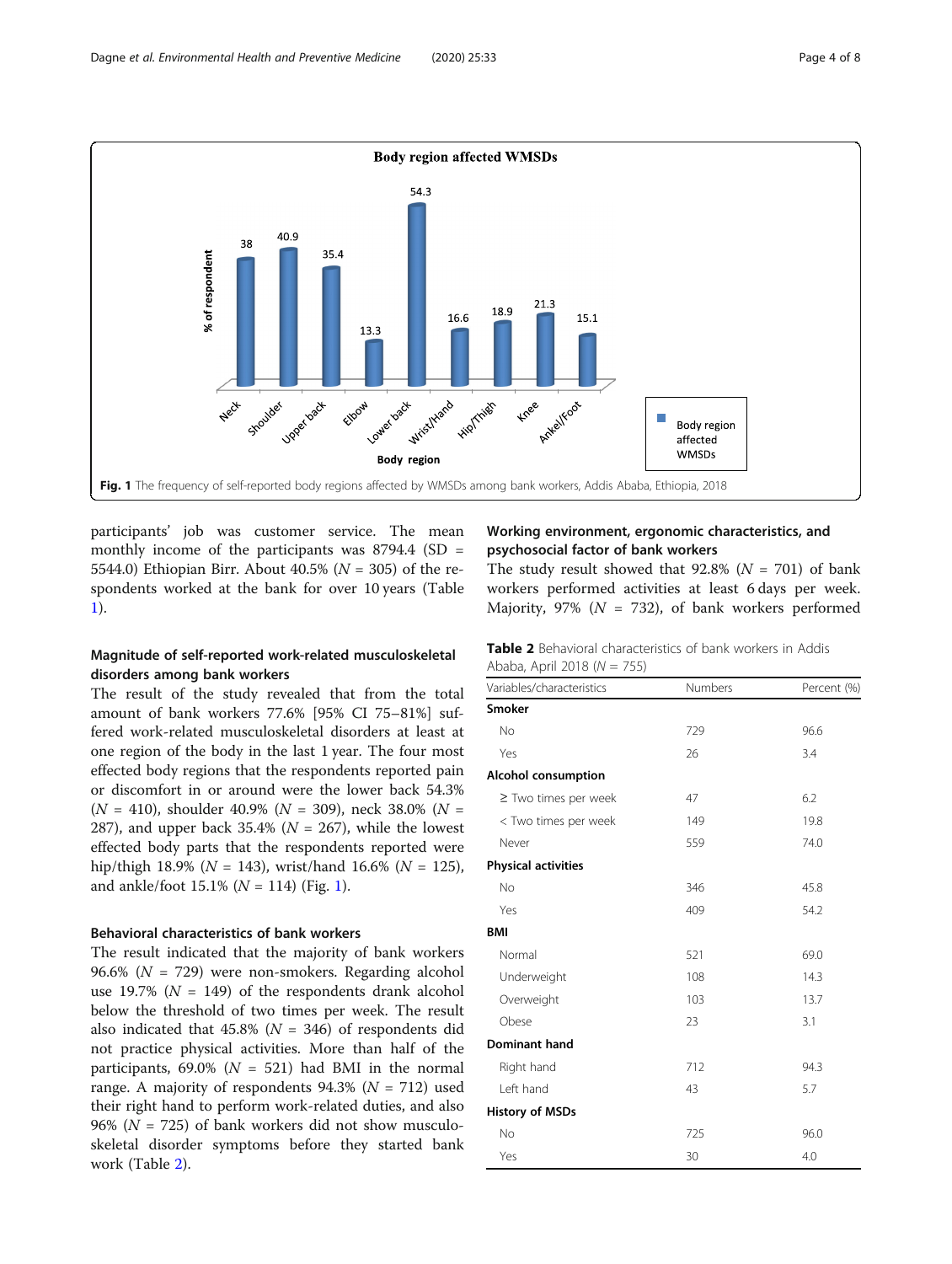Fig. 1 The frequency of self-reported body regions affected by WMSDs among bank workers, Addis Ababa, Ethiopia, 2018

participants' job was customer service. The mean monthly income of the participants was 8794.4 (SD = 5544.0) Ethiopian Birr. About 40.5% ($N$ = 305) of the respondents worked at the bank for over 10 years (Table 1).

### Magnitude of self-reported work-related musculoskeletal disorders among bank workers

The result of the study revealed that from the total amount of bank workers 77.6% [95% CI 75–81%] suffered work-related musculoskeletal disorders at least at one region of the body in the last 1 year. The four most effected body regions that the respondents reported pain or discomfort in or around were the lower back 54.3% ($N$ = 410), shoulder 40.9% ($N$ = 309), neck 38.0% ($N$ = 287), and upper back 35.4% ($N$ = 267), while the lowest effected body parts that the respondents reported were hip/thigh 18.9% ($N$ = 143), wrist/hand 16.6% ($N$ = 125), and ankle/foot 15.1% ($N$ = 114) (Fig. 1).

### Behavioral characteristics of bank workers

The result indicated that the majority of bank workers 96.6% ($N$ = 729) were non-smokers. Regarding alcohol use 19.7% ($N$ = 149) of the respondents drank alcohol below the threshold of two times per week. The result also indicated that 45.8% ($N$ = 346) of respondents did not practice physical activities. More than half of the participants, 69.0% ($N$ = 521) had BMI in the normal range. A majority of respondents 94.3% ($N$ = 712) used their right hand to perform work-related duties, and also 96% ($N$ = 725) of bank workers did not show musculoskeletal disorder symptoms before they started bank work (Table 2).

### Working environment, ergonomic characteristics, and psychosocial factor of bank workers

The study result showed that 92.8% ($N$ = 701) of bank workers performed activities at least 6 days per week. Majority, 97% ($N$ = 732), of bank workers performed

**Table 2** Behavioral characteristics of bank workers in Addis Ababa, April 2018 ($N$ = 755)

| Variables/characteristics | Numbers | Percent (%) |
|---|---|---|
| **Smoker** | | |
| No | 729 | 96.6 |
| Yes | 26 | 3.4 |
| **Alcohol consumption** | | |
| ≥ Two times per week | 47 | 6.2 |
| < Two times per week | 149 | 19.8 |
| Never | 559 | 74.0 |
| **Physical activities** | | |
| No | 346 | 45.8 |
| Yes | 409 | 54.2 |
| **BMI** | | |
| Normal | 521 | 69.0 |
| Underweight | 108 | 14.3 |
| Overweight | 103 | 13.7 |
| Obese | 23 | 3.1 |
| **Dominant hand** | | |
| Right hand | 712 | 94.3 |
| Left hand | 43 | 5.7 |
| **History of MSDs** | | |
| No | 725 | 96.0 |
| Yes | 30 | 4.0 |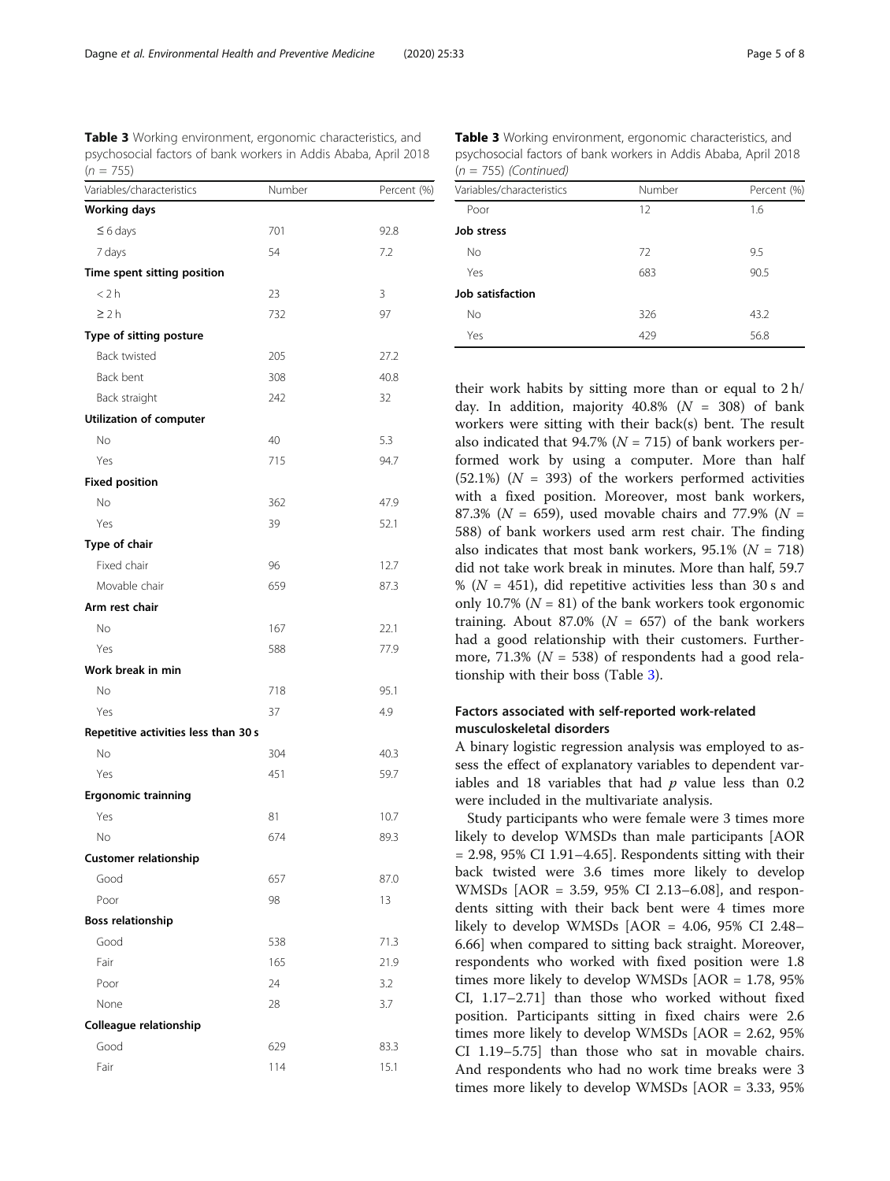**Table 3** Working environment, ergonomic characteristics, and psychosocial factors of bank workers in Addis Ababa, April 2018 ($n$ = 755)

| Variables/characteristics | Number | Percent (%) |
|---|---|---|
| **Working days** | | |
| ≤ 6 days | 701 | 92.8 |
| 7 days | 54 | 7.2 |
| **Time spent sitting position** | | |
| < 2 h | 23 | 3 |
| ≥ 2 h | 732 | 97 |
| **Type of sitting posture** | | |
| Back twisted | 205 | 27.2 |
| Back bent | 308 | 40.8 |
| Back straight | 242 | 32 |
| **Utilization of computer** | | |
| No | 40 | 5.3 |
| Yes | 715 | 94.7 |
| **Fixed position** | | |
| No | 362 | 47.9 |
| Yes | 39 | 52.1 |
| **Type of chair** | | |
| Fixed chair | 96 | 12.7 |
| Movable chair | 659 | 87.3 |
| **Arm rest chair** | | |
| No | 167 | 22.1 |
| Yes | 588 | 77.9 |
| **Work break in min** | | |
| No | 718 | 95.1 |
| Yes | 37 | 4.9 |
| **Repetitive activities less than 30 s** | | |
| No | 304 | 40.3 |
| Yes | 451 | 59.7 |
| **Ergonomic trainning** | | |
| Yes | 81 | 10.7 |
| No | 674 | 89.3 |
| **Customer relationship** | | |
| Good | 657 | 87.0 |
| Poor | 98 | 13 |
| **Boss relationship** | | |
| Good | 538 | 71.3 |
| Fair | 165 | 21.9 |
| Poor | 24 | 3.2 |
| None | 28 | 3.7 |
| **Colleague relationship** | | |
| Good | 629 | 83.3 |
| Fair | 114 | 15.1 |
| Poor | 12 | 1.6 |
| **Job stress** | | |
| No | 72 | 9.5 |
| Yes | 683 | 90.5 |
| **Job satisfaction** | | |
| No | 326 | 43.2 |
| Yes | 429 | 56.8 |

their work habits by sitting more than or equal to 2 h/day. In addition, majority 40.8% ($N$ = 308) of bank workers were sitting with their back(s) bent. The result also indicated that 94.7% ($N$ = 715) of bank workers performed work by using a computer. More than half (52.1%) ($N$ = 393) of the workers performed activities with a fixed position. Moreover, most bank workers, 87.3% ($N$ = 659), used movable chairs and 77.9% ($N$ = 588) of bank workers used arm rest chair. The finding also indicates that most bank workers, 95.1% ($N$ = 718) did not take work break in minutes. More than half, 59.7 % ($N$ = 451), did repetitive activities less than 30 s and only 10.7% ($N$ = 81) of the bank workers took ergonomic training. About 87.0% ($N$ = 657) of the bank workers had a good relationship with their customers. Furthermore, 71.3% ($N$ = 538) of respondents had a good relationship with their boss (Table 3).

### Factors associated with self-reported work-related musculoskeletal disorders

A binary logistic regression analysis was employed to assess the effect of explanatory variables to dependent variables and 18 variables that had $p$ value less than 0.2 were included in the multivariate analysis.

Study participants who were female were 3 times more likely to develop WMSDs than male participants [AOR = 2.98, 95% CI 1.91–4.65]. Respondents sitting with their back twisted were 3.6 times more likely to develop WMSDs [AOR = 3.59, 95% CI 2.13–6.08], and respondents sitting with their back bent were 4 times more likely to develop WMSDs [AOR = 4.06, 95% CI 2.48–6.66] when compared to sitting back straight. Moreover, respondents who worked with fixed position were 1.8 times more likely to develop WMSDs [AOR = 1.78, 95% CI, 1.17–2.71] than those who worked without fixed position. Participants sitting in fixed chairs were 2.6 times more likely to develop WMSDs [AOR = 2.62, 95% CI 1.19–5.75] than those who sat in movable chairs. And respondents who had no work time breaks were 3 times more likely to develop WMSDs [AOR = 3.33, 95%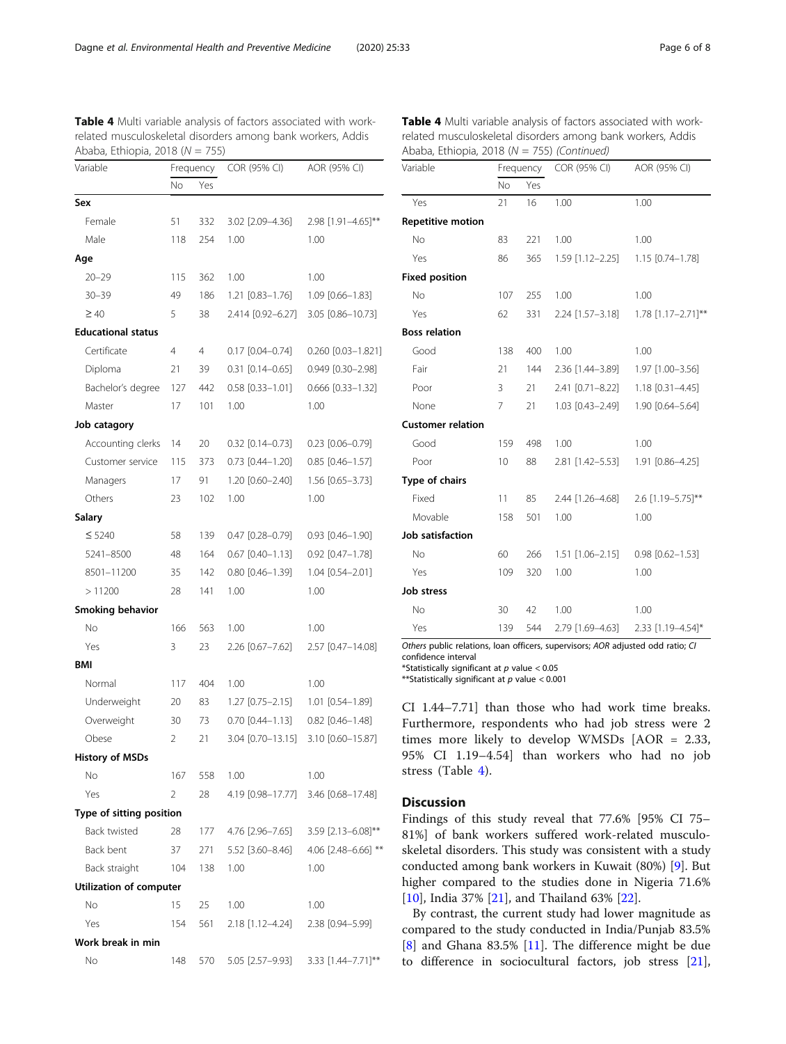**Table 4** Multi variable analysis of factors associated with work-related musculoskeletal disorders among bank workers, Addis Ababa, Ethiopia, 2018 (N = 755)

| Variable | Frequency | | COR (95% CI) | AOR (95% CI) |
|---|---|---|---|---|
| | No | Yes | | |
| **Sex** | | | | |
| Female | 51 | 332 | 3.02 [2.09–4.36] | 2.98 [1.91–4.65]** |
| Male | 118 | 254 | 1.00 | 1.00 |
| **Age** | | | | |
| 20–29 | 115 | 362 | 1.00 | 1.00 |
| 30–39 | 49 | 186 | 1.21 [0.83–1.76] | 1.09 [0.66–1.83] |
| ≥ 40 | 5 | 38 | 2.414 [0.92–6.27] | 3.05 [0.86–10.73] |
| **Educational status** | | | | |
| Certificate | 4 | 4 | 0.17 [0.04–0.74] | 0.260 [0.03–1.821] |
| Diploma | 21 | 39 | 0.31 [0.14–0.65] | 0.949 [0.30–2.98] |
| Bachelor's degree | 127 | 442 | 0.58 [0.33–1.01] | 0.666 [0.33–1.32] |
| Master | 17 | 101 | 1.00 | 1.00 |
| **Job catagory** | | | | |
| Accounting clerks | 14 | 20 | 0.32 [0.14–0.73] | 0.23 [0.06–0.79] |
| Customer service | 115 | 373 | 0.73 [0.44–1.20] | 0.85 [0.46–1.57] |
| Managers | 17 | 91 | 1.20 [0.60–2.40] | 1.56 [0.65–3.73] |
| Others | 23 | 102 | 1.00 | 1.00 |
| **Salary** | | | | |
| ≤ 5240 | 58 | 139 | 0.47 [0.28–0.79] | 0.93 [0.46–1.90] |
| 5241–8500 | 48 | 164 | 0.67 [0.40–1.13] | 0.92 [0.47–1.78] |
| 8501–11200 | 35 | 142 | 0.80 [0.46–1.39] | 1.04 [0.54–2.01] |
| > 11200 | 28 | 141 | 1.00 | 1.00 |
| **Smoking behavior** | | | | |
| No | 166 | 563 | 1.00 | 1.00 |
| Yes | 3 | 23 | 2.26 [0.67–7.62] | 2.57 [0.47–14.08] |
| **BMI** | | | | |
| Normal | 117 | 404 | 1.00 | 1.00 |
| Underweight | 20 | 83 | 1.27 [0.75–2.15] | 1.01 [0.54–1.89] |
| Overweight | 30 | 73 | 0.70 [0.44–1.13] | 0.82 [0.46–1.48] |
| Obese | 2 | 21 | 3.04 [0.70–13.15] | 3.10 [0.60–15.87] |
| **History of MSDs** | | | | |
| No | 167 | 558 | 1.00 | 1.00 |
| Yes | 2 | 28 | 4.19 [0.98–17.77] | 3.46 [0.68–17.48] |
| **Type of sitting position** | | | | |
| Back twisted | 28 | 177 | 4.76 [2.96–7.65] | 3.59 [2.13–6.08]** |
| Back bent | 37 | 271 | 5.52 [3.60–8.46] | 4.06 [2.48–6.66] ** |
| Back straight | 104 | 138 | 1.00 | 1.00 |
| **Utilization of computer** | | | | |
| No | 15 | 25 | 1.00 | 1.00 |
| Yes | 154 | 561 | 2.18 [1.12–4.24] | 2.38 [0.94–5.99] |
| **Work break in min** | | | | |
| No | 148 | 570 | 5.05 [2.57–9.93] | 3.33 [1.44–7.71]** |
| Yes | 21 | 16 | 1.00 | 1.00 |
| **Repetitive motion** | | | | |
| No | 83 | 221 | 1.00 | 1.00 |
| Yes | 86 | 365 | 1.59 [1.12–2.25] | 1.15 [0.74–1.78] |
| **Fixed position** | | | | |
| No | 107 | 255 | 1.00 | 1.00 |
| Yes | 62 | 331 | 2.24 [1.57–3.18] | 1.78 [1.17–2.71]** |
| **Boss relation** | | | | |
| Good | 138 | 400 | 1.00 | 1.00 |
| Fair | 21 | 144 | 2.36 [1.44–3.89] | 1.97 [1.00–3.56] |
| Poor | 3 | 21 | 2.41 [0.71–8.22] | 1.18 [0.31–4.45] |
| None | 7 | 21 | 1.03 [0.43–2.49] | 1.90 [0.64–5.64] |
| **Customer relation** | | | | |
| Good | 159 | 498 | 1.00 | 1.00 |
| Poor | 10 | 88 | 2.81 [1.42–5.53] | 1.91 [0.86–4.25] |
| **Type of chairs** | | | | |
| Fixed | 11 | 85 | 2.44 [1.26–4.68] | 2.6 [1.19–5.75]** |
| Movable | 158 | 501 | 1.00 | 1.00 |
| **Job satisfaction** | | | | |
| No | 60 | 266 | 1.51 [1.06–2.15] | 0.98 [0.62–1.53] |
| Yes | 109 | 320 | 1.00 | 1.00 |
| **Job stress** | | | | |
| No | 30 | 42 | 1.00 | 1.00 |
| Yes | 139 | 544 | 2.79 [1.69–4.63] | 2.33 [1.19–4.54]* |

*Others* public relations, loan officers, supervisors; *AOR* adjusted odd ratio; *CI* confidence interval
*Statistically significant at p value < 0.05
**Statistically significant at p value < 0.001

CI 1.44–7.71] than those who had work time breaks. Furthermore, respondents who had job stress were 2 times more likely to develop WMSDs [AOR = 2.33, 95% CI 1.19–4.54] than workers who had no job stress (Table 4).

## Discussion

Findings of this study reveal that 77.6% [95% CI 75–81%] of bank workers suffered work-related musculoskeletal disorders. This study was consistent with a study conducted among bank workers in Kuwait (80%) [9]. But higher compared to the studies done in Nigeria 71.6% [10], India 37% [21], and Thailand 63% [22].

By contrast, the current study had lower magnitude as compared to the study conducted in India/Punjab 83.5% [8] and Ghana 83.5% [11]. The difference might be due to difference in sociocultural factors, job stress [21],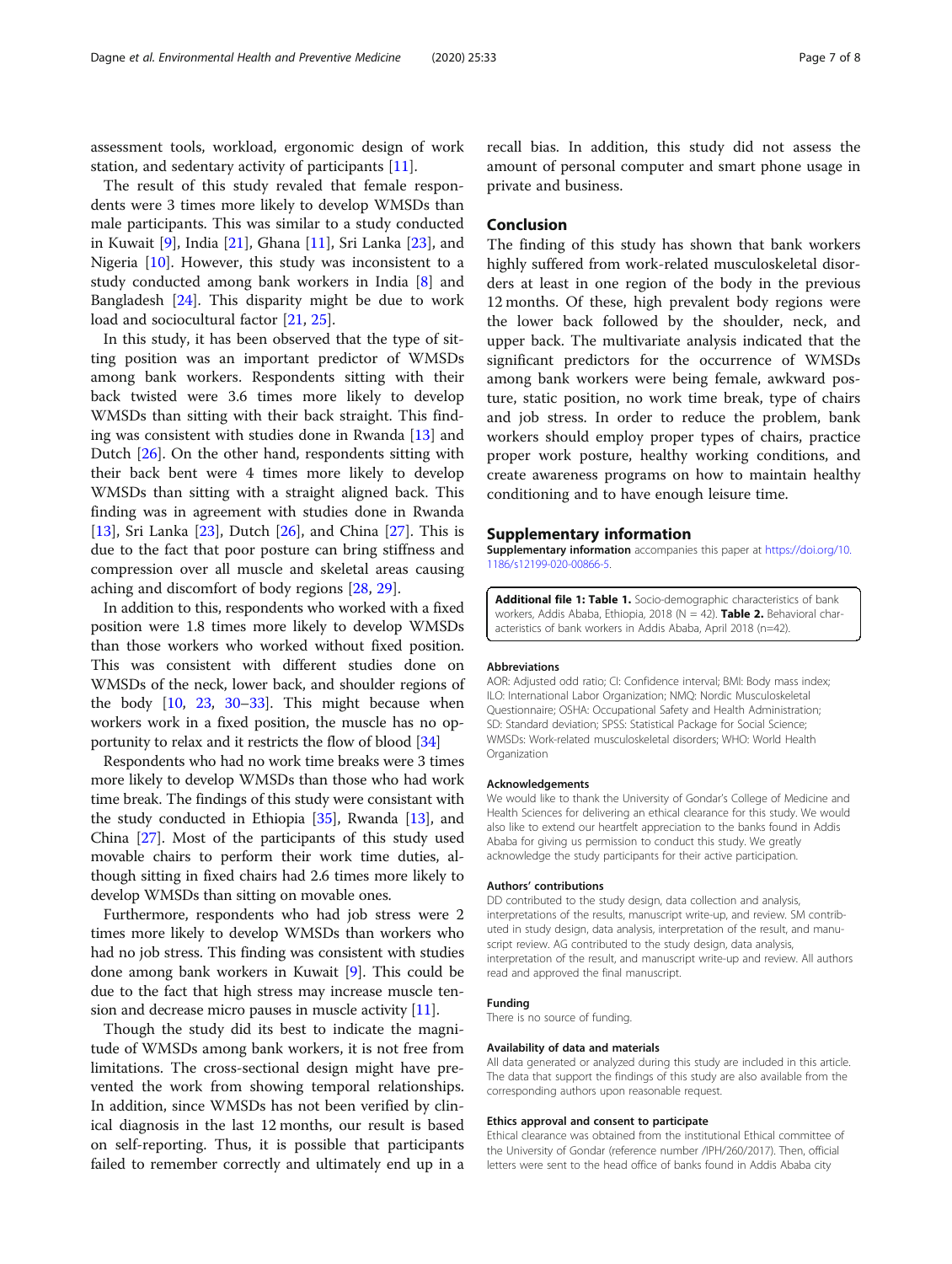assessment tools, workload, ergonomic design of work station, and sedentary activity of participants [11].

The result of this study revealed that female respondents were 3 times more likely to develop WMSDs than male participants. This was similar to a study conducted in Kuwait [9], India [21], Ghana [11], Sri Lanka [23], and Nigeria [10]. However, this study was inconsistent to a study conducted among bank workers in India [8] and Bangladesh [24]. This disparity might be due to work load and sociocultural factor [21, 25].

In this study, it has been observed that the type of sitting position was an important predictor of WMSDs among bank workers. Respondents sitting with their back twisted were 3.6 times more likely to develop WMSDs than sitting with their back straight. This finding was consistent with studies done in Rwanda [13] and Dutch [26]. On the other hand, respondents sitting with their back bent were 4 times more likely to develop WMSDs than sitting with a straight aligned back. This finding was in agreement with studies done in Rwanda [13], Sri Lanka [23], Dutch [26], and China [27]. This is due to the fact that poor posture can bring stiffness and compression over all muscle and skeletal areas causing aching and discomfort of body regions [28, 29].

In addition to this, respondents who worked with a fixed position were 1.8 times more likely to develop WMSDs than those workers who worked without fixed position. This was consistent with different studies done on WMSDs of the neck, lower back, and shoulder regions of the body [10, 23, 30–33]. This might because when workers work in a fixed position, the muscle has no opportunity to relax and it restricts the flow of blood [34]

Respondents who had no work time breaks were 3 times more likely to develop WMSDs than those who had work time break. The findings of this study were consistant with the study conducted in Ethiopia [35], Rwanda [13], and China [27]. Most of the participants of this study used movable chairs to perform their work time duties, although sitting in fixed chairs had 2.6 times more likely to develop WMSDs than sitting on movable ones.

Furthermore, respondents who had job stress were 2 times more likely to develop WMSDs than workers who had no job stress. This finding was consistent with studies done among bank workers in Kuwait [9]. This could be due to the fact that high stress may increase muscle tension and decrease micro pauses in muscle activity [11].

Though the study did its best to indicate the magnitude of WMSDs among bank workers, it is not free from limitations. The cross-sectional design might have prevented the work from showing temporal relationships. In addition, since WMSDs has not been verified by clinical diagnosis in the last 12 months, our result is based on self-reporting. Thus, it is possible that participants failed to remember correctly and ultimately end up in a recall bias. In addition, this study did not assess the amount of personal computer and smart phone usage in private and business.

## Conclusion

The finding of this study has shown that bank workers highly suffered from work-related musculoskeletal disorders at least in one region of the body in the previous 12 months. Of these, high prevalent body regions were the lower back followed by the shoulder, neck, and upper back. The multivariate analysis indicated that the significant predictors for the occurrence of WMSDs among bank workers were being female, awkward posture, static position, no work time break, type of chairs and job stress. In order to reduce the problem, bank workers should employ proper types of chairs, practice proper work posture, healthy working conditions, and create awareness programs on how to maintain healthy conditioning and to have enough leisure time.

## Supplementary information

**Supplementary information** accompanies this paper at https://doi.org/10.1186/s12199-020-00866-5.

**Additional file 1: Table 1.** Socio-demographic characteristics of bank workers, Addis Ababa, Ethiopia, 2018 (N = 42). **Table 2.** Behavioral characteristics of bank workers in Addis Ababa, April 2018 (n=42).

### Abbreviations

AOR: Adjusted odd ratio; CI: Confidence interval; BMI: Body mass index; ILO: International Labor Organization; NMQ: Nordic Musculoskeletal Questionnaire; OSHA: Occupational Safety and Health Administration; SD: Standard deviation; SPSS: Statistical Package for Social Science; WMSDs: Work-related musculoskeletal disorders; WHO: World Health Organization

### Acknowledgements

We would like to thank the University of Gondar's College of Medicine and Health Sciences for delivering an ethical clearance for this study. We would also like to extend our heartfelt appreciation to the banks found in Addis Ababa for giving us permission to conduct this study. We greatly acknowledge the study participants for their active participation.

### Authors' contributions

DD contributed to the study design, data collection and analysis, interpretations of the results, manuscript write-up, and review. SM contributed in study design, data analysis, interpretation of the result, and manuscript review. AG contributed to the study design, data analysis, interpretation of the result, and manuscript write-up and review. All authors read and approved the final manuscript.

### Funding

There is no source of funding.

### Availability of data and materials

All data generated or analyzed during this study are included in this article. The data that support the findings of this study are also available from the corresponding authors upon reasonable request.

### Ethics approval and consent to participate

Ethical clearance was obtained from the institutional Ethical committee of the University of Gondar (reference number /IPH/260/2017). Then, official letters were sent to the head office of banks found in Addis Ababa city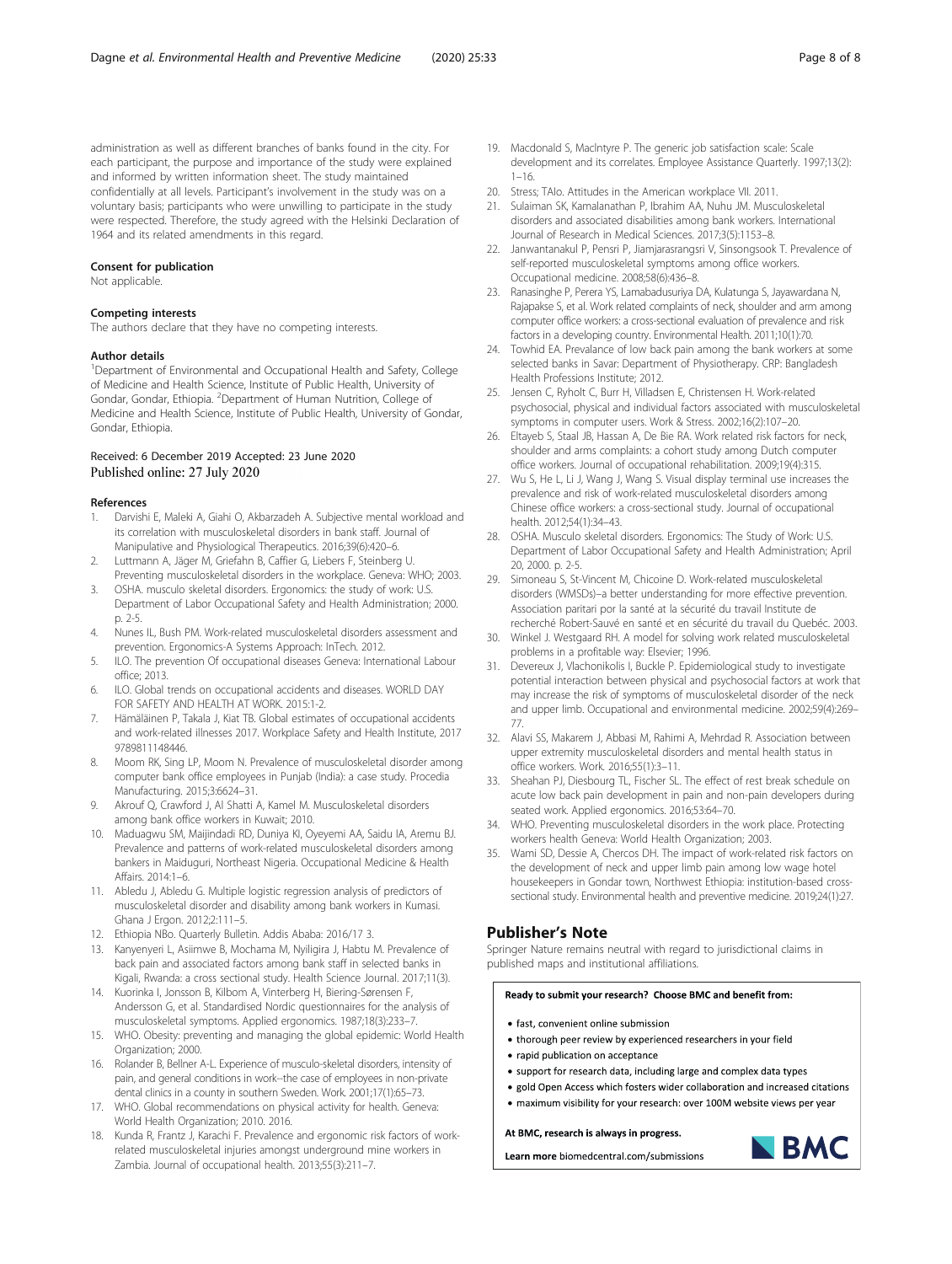administration as well as different branches of banks found in the city. For each participant, the purpose and importance of the study were explained and informed by written information sheet. The study maintained confidentially at all levels. Participant's involvement in the study was on a voluntary basis; participants who were unwilling to participate in the study were respected. Therefore, the study agreed with the Helsinki Declaration of 1964 and its related amendments in this regard.

#### Consent for publication

Not applicable.

#### Competing interests

The authors declare that they have no competing interests.

#### Author details

[1]Department of Environmental and Occupational Health and Safety, College of Medicine and Health Science, Institute of Public Health, University of Gondar, Gondar, Ethiopia. [2]Department of Human Nutrition, College of Medicine and Health Science, Institute of Public Health, University of Gondar, Gondar, Ethiopia.

Received: 6 December 2019 Accepted: 23 June 2020
Published online: 27 July 2020

#### References

1. Darvishi E, Maleki A, Giahi O, Akbarzadeh A. Subjective mental workload and its correlation with musculoskeletal disorders in bank staff. Journal of Manipulative and Physiological Therapeutics. 2016;39(6):420–6.
2. Luttmann A, Jäger M, Griefahn B, Caffier G, Liebers F, Steinberg U. Preventing musculoskeletal disorders in the workplace. Geneva: WHO; 2003.
3. OSHA. musculo skeletal disorders. Ergonomics: the study of work: U.S. Department of Labor Occupational Safety and Health Administration; 2000. p. 2-5.
4. Nunes IL, Bush PM. Work-related musculoskeletal disorders assessment and prevention. Ergonomics-A Systems Approach: InTech. 2012.
5. ILO. The prevention Of occupational diseases Geneva: International Labour office; 2013.
6. ILO. Global trends on occupational accidents and diseases. WORLD DAY FOR SAFETY AND HEALTH AT WORK. 2015:1-2.
7. Hämäläinen P, Takala J, Kiat TB. Global estimates of occupational accidents and work-related illnesses 2017. Workplace Safety and Health Institute, 2017 9789811148446.
8. Moom RK, Sing LP, Moom N. Prevalence of musculoskeletal disorder among computer bank office employees in Punjab (India): a case study. Procedia Manufacturing. 2015;3:6624–31.
9. Akrouf Q, Crawford J, Al Shatti A, Kamel M. Musculoskeletal disorders among bank office workers in Kuwait; 2010.
10. Maduagwu SM, Maijindadi RD, Duniya KI, Oyeyemi AA, Saidu IA, Aremu BJ. Prevalence and patterns of work-related musculoskeletal disorders among bankers in Maiduguri, Northeast Nigeria. Occupational Medicine & Health Affairs. 2014:1–6.
11. Abledu J, Abledu G. Multiple logistic regression analysis of predictors of musculoskeletal disorder and disability among bank workers in Kumasi. Ghana J Ergon. 2012;2:111–5.
12. Ethiopia NBo. Quarterly Bulletin. Addis Ababa: 2016/17 3.
13. Kanyenyeri L, Asiimwe B, Mochama M, Nyiligira J, Habtu M. Prevalence of back pain and associated factors among bank staff in selected banks in Kigali, Rwanda: a cross sectional study. Health Science Journal. 2017;11(3).
14. Kuorinka I, Jonsson B, Kilbom A, Vinterberg H, Biering-Sørensen F, Andersson G, et al. Standardised Nordic questionnaires for the analysis of musculoskeletal symptoms. Applied ergonomics. 1987;18(3):233–7.
15. WHO. Obesity: preventing and managing the global epidemic: World Health Organization; 2000.
16. Rolander B, Bellner A-L. Experience of musculo-skeletal disorders, intensity of pain, and general conditions in work--the case of employees in non-private dental clinics in a county in southern Sweden. Work. 2001;17(1):65–73.
17. WHO. Global recommendations on physical activity for health. Geneva: World Health Organization; 2010. 2016.
18. Kunda R, Frantz J, Karachi F. Prevalence and ergonomic risk factors of work-related musculoskeletal injuries amongst underground mine workers in Zambia. Journal of occupational health. 2013;55(3):211–7.
19. Macdonald S, MacIntyre P. The generic job satisfaction scale: Scale development and its correlates. Employee Assistance Quarterly. 1997;13(2): 1–16.
20. Stress; TAIo. Attitudes in the American workplace VII. 2011.
21. Sulaiman SK, Kamalanathan P, Ibrahim AA, Nuhu JM. Musculoskeletal disorders and associated disabilities among bank workers. International Journal of Research in Medical Sciences. 2017;3(5):1153–8.
22. Janwantanakul P, Pensri P, Jiamjarasrangsri V, Sinsongsook T. Prevalence of self-reported musculoskeletal symptoms among office workers. Occupational medicine. 2008;58(6):436–8.
23. Ranasinghe P, Perera YS, Lamabadusuriya DA, Kulatunga S, Jayawardana N, Rajapakse S, et al. Work related complaints of neck, shoulder and arm among computer office workers: a cross-sectional evaluation of prevalence and risk factors in a developing country. Environmental Health. 2011;10(1):70.
24. Towhid EA. Prevalance of low back pain among the bank workers at some selected banks in Savar: Department of Physiotherapy. CRP: Bangladesh Health Professions Institute; 2012.
25. Jensen C, Ryholt C, Burr H, Villadsen E, Christensen H. Work-related psychosocial, physical and individual factors associated with musculoskeletal symptoms in computer users. Work & Stress. 2002;16(2):107–20.
26. Eltayeb S, Staal JB, Hassan A, De Bie RA. Work related risk factors for neck, shoulder and arms complaints: a cohort study among Dutch computer office workers. Journal of occupational rehabilitation. 2009;19(4):315.
27. Wu S, He L, Li J, Wang J, Wang S. Visual display terminal use increases the prevalence and risk of work-related musculoskeletal disorders among Chinese office workers: a cross-sectional study. Journal of occupational health. 2012;54(1):34–43.
28. OSHA. Musculo skeletal disorders. Ergonomics: The Study of Work: U.S. Department of Labor Occupational Safety and Health Administration; April 20, 2000. p. 2-5.
29. Simoneau S, St-Vincent M, Chicoine D. Work-related musculoskeletal disorders (WMSDs)–a better understanding for more effective prevention. Association paritari por la santé at la sécurité du travail Institute de recherché Robert-Sauvé en santé et en sécurité du travail du Quebéc. 2003.
30. Winkel J. Westgaard RH. A model for solving work related musculoskeletal problems in a profitable way: Elsevier; 1996.
31. Devereux J, Vlachonikolis I, Buckle P. Epidemiological study to investigate potential interaction between physical and psychosocial factors at work that may increase the risk of symptoms of musculoskeletal disorder of the neck and upper limb. Occupational and environmental medicine. 2002;59(4):269–77.
32. Alavi SS, Makarem J, Abbasi M, Rahimi A, Mehrdad R. Association between upper extremity musculoskeletal disorders and mental health status in office workers. Work. 2016;55(1):3–11.
33. Sheahan PJ, Diesbourg TL, Fischer SL. The effect of rest break schedule on acute low back pain development in pain and non-pain developers during seated work. Applied ergonomics. 2016;53:64–70.
34. WHO. Preventing musculoskeletal disorders in the work place. Protecting workers health Geneva: World Health Organization; 2003.
35. Wami SD, Dessie A, Chercos DH. The impact of work-related risk factors on the development of neck and upper limb pain among low wage hotel housekeepers in Gondar town, Northwest Ethiopia: institution-based cross-sectional study. Environmental health and preventive medicine. 2019;24(1):27.

## Publisher's Note

Springer Nature remains neutral with regard to jurisdictional claims in published maps and institutional affiliations.

**Ready to submit your research? Choose BMC and benefit from:**

- fast, convenient online submission
- thorough peer review by experienced researchers in your field
- rapid publication on acceptance
- support for research data, including large and complex data types
- gold Open Access which fosters wider collaboration and increased citations
- maximum visibility for your research: over 100M website views per year

**At BMC, research is always in progress.**

**Learn more** biomedcentral.com/submissions

BMC